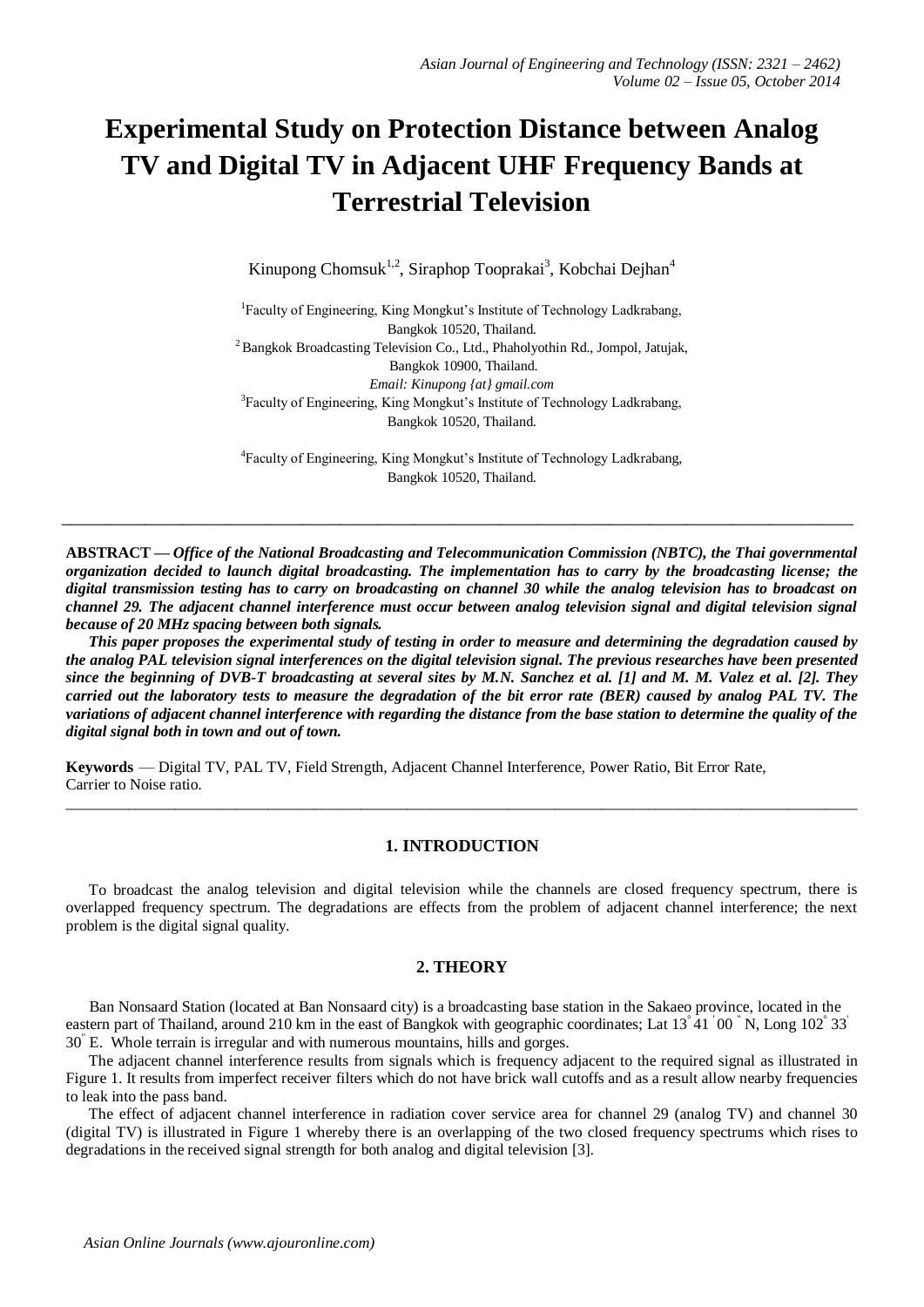# Experimental Study on Protection Distance between Analog TV and Digital TV in Adjacent UHF Frequency Bands at Terrestrial Television

Kinupong Chomsuk[1,2], Siraphop Tooprakai[3], Kobchai Dejhan[4]

[1]Faculty of Engineering, King Mongkut's Institute of Technology Ladkrabang, Bangkok 10520, Thailand.
[2]Bangkok Broadcasting Television Co., Ltd., Phaholyothin Rd., Jompol, Jatujak, Bangkok 10900, Thailand.
*Email: Kinupong {at} gmail.com*
[3]Faculty of Engineering, King Mongkut's Institute of Technology Ladkrabang, Bangkok 10520, Thailand.

[4]Faculty of Engineering, King Mongkut's Institute of Technology Ladkrabang, Bangkok 10520, Thailand.

---

**ABSTRACT —** ***Office of the National Broadcasting and Telecommunication Commission (NBTC), the Thai governmental organization decided to launch digital broadcasting. The implementation has to carry by the broadcasting license; the digital transmission testing has to carry on broadcasting on channel 30 while the analog television has to broadcast on channel 29. The adjacent channel interference must occur between analog television signal and digital television signal because of 20 MHz spacing between both signals.***

***This paper proposes the experimental study of testing in order to measure and determining the degradation caused by the analog PAL television signal interferences on the digital television signal. The previous researches have been presented since the beginning of DVB-T broadcasting at several sites by M.N. Sanchez et al. [1] and M. M. Valez et al. [2]. They carried out the laboratory tests to measure the degradation of the bit error rate (BER) caused by analog PAL TV. The variations of adjacent channel interference with regarding the distance from the base station to determine the quality of the digital signal both in town and out of town.***

**Keywords** — Digital TV, PAL TV, Field Strength, Adjacent Channel Interference, Power Ratio, Bit Error Rate, Carrier to Noise ratio.

---

## 1. INTRODUCTION

To broadcast the analog television and digital television while the channels are closed frequency spectrum, there is overlapped frequency spectrum. The degradations are effects from the problem of adjacent channel interference; the next problem is the digital signal quality.

## 2. THEORY

Ban Nonsaard Station (located at Ban Nonsaard city) is a broadcasting base station in the Sakaeo province, located in the eastern part of Thailand, around 210 km in the east of Bangkok with geographic coordinates; Lat 13° 41 ′ 00 ″ N, Long 102° 33′ 30″ E. Whole terrain is irregular and with numerous mountains, hills and gorges.

The adjacent channel interference results from signals which is frequency adjacent to the required signal as illustrated in Figure 1. It results from imperfect receiver filters which do not have brick wall cutoffs and as a result allow nearby frequencies to leak into the pass band.

The effect of adjacent channel interference in radiation cover service area for channel 29 (analog TV) and channel 30 (digital TV) is illustrated in Figure 1 whereby there is an overlapping of the two closed frequency spectrums which rises to degradations in the received signal strength for both analog and digital television [3].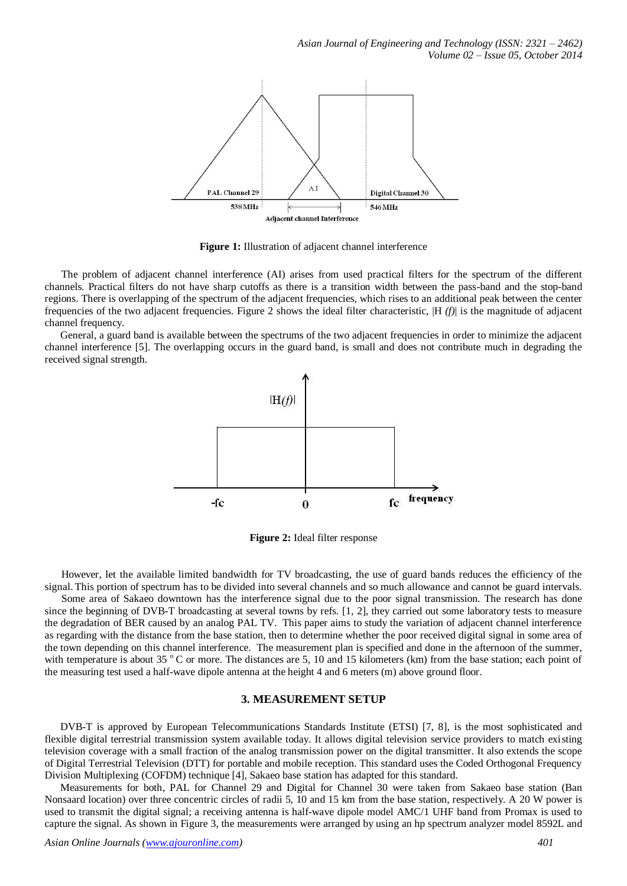**Figure 1:** Illustration of adjacent channel interference

The problem of adjacent channel interference (AI) arises from used practical filters for the spectrum of the different channels. Practical filters do not have sharp cutoffs as there is a transition width between the pass-band and the stop-band regions. There is overlapping of the spectrum of the adjacent frequencies, which rises to an additional peak between the center frequencies of the two adjacent frequencies. Figure 2 shows the ideal filter characteristic, |H *(f)*| is the magnitude of adjacent channel frequency.

General, a guard band is available between the spectrums of the two adjacent frequencies in order to minimize the adjacent channel interference [5]. The overlapping occurs in the guard band, is small and does not contribute much in degrading the received signal strength.

**Figure 2:** Ideal filter response

However, let the available limited bandwidth for TV broadcasting, the use of guard bands reduces the efficiency of the signal. This portion of spectrum has to be divided into several channels and so much allowance and cannot be guard intervals.

Some area of Sakaeo downtown has the interference signal due to the poor signal transmission. The research has done since the beginning of DVB-T broadcasting at several towns by refs. [1, 2], they carried out some laboratory tests to measure the degradation of BER caused by an analog PAL TV. This paper aims to study the variation of adjacent channel interference as regarding with the distance from the base station, then to determine whether the poor received digital signal in some area of the town depending on this channel interference. The measurement plan is specified and done in the afternoon of the summer, with temperature is about 35 $^{o}$C or more. The distances are 5, 10 and 15 kilometers (km) from the base station; each point of the measuring test used a half-wave dipole antenna at the height 4 and 6 meters (m) above ground floor.

## 3. MEASUREMENT SETUP

DVB-T is approved by European Telecommunications Standards Institute (ETSI) [7, 8], is the most sophisticated and flexible digital terrestrial transmission system available today. It allows digital television service providers to match existing television coverage with a small fraction of the analog transmission power on the digital transmitter. It also extends the scope of Digital Terrestrial Television (DTT) for portable and mobile reception. This standard uses the Coded Orthogonal Frequency Division Multiplexing (COFDM) technique [4], Sakaeo base station has adapted for this standard.

Measurements for both, PAL for Channel 29 and Digital for Channel 30 were taken from Sakaeo base station (Ban Nonsaard location) over three concentric circles of radii 5, 10 and 15 km from the base station, respectively. A 20 W power is used to transmit the digital signal; a receiving antenna is half-wave dipole model AMC/1 UHF band from Promax is used to capture the signal. As shown in Figure 3, the measurements were arranged by using an hp spectrum analyzer model 8592L and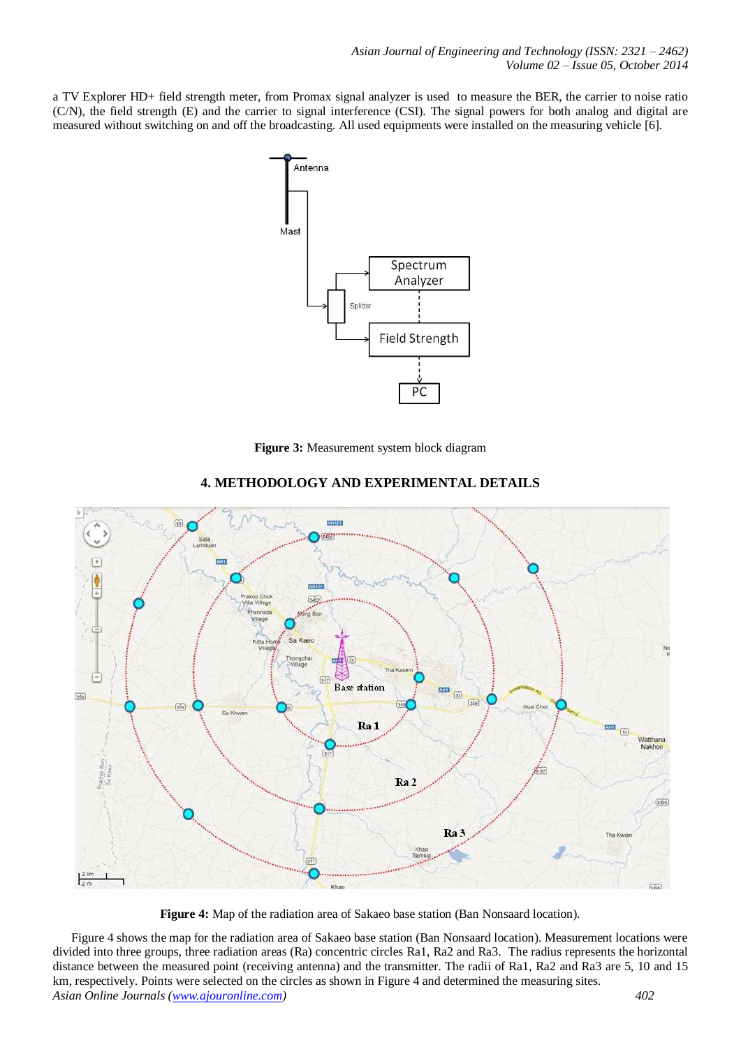a TV Explorer HD+ field strength meter, from Promax signal analyzer is used to measure the BER, the carrier to noise ratio (C/N), the field strength (E) and the carrier to signal interference (CSI). The signal powers for both analog and digital are measured without switching on and off the broadcasting. All used equipments were installed on the measuring vehicle [6].

**Figure 3:** Measurement system block diagram

## 4. METHODOLOGY AND EXPERIMENTAL DETAILS

**Figure 4:** Map of the radiation area of Sakaeo base station (Ban Nonsaard location).

Figure 4 shows the map for the radiation area of Sakaeo base station (Ban Nonsaard location). Measurement locations were divided into three groups, three radiation areas (Ra) concentric circles Ra1, Ra2 and Ra3. The radius represents the horizontal distance between the measured point (receiving antenna) and the transmitter. The radii of Ra1, Ra2 and Ra3 are 5, 10 and 15 km, respectively. Points were selected on the circles as shown in Figure 4 and determined the measuring sites.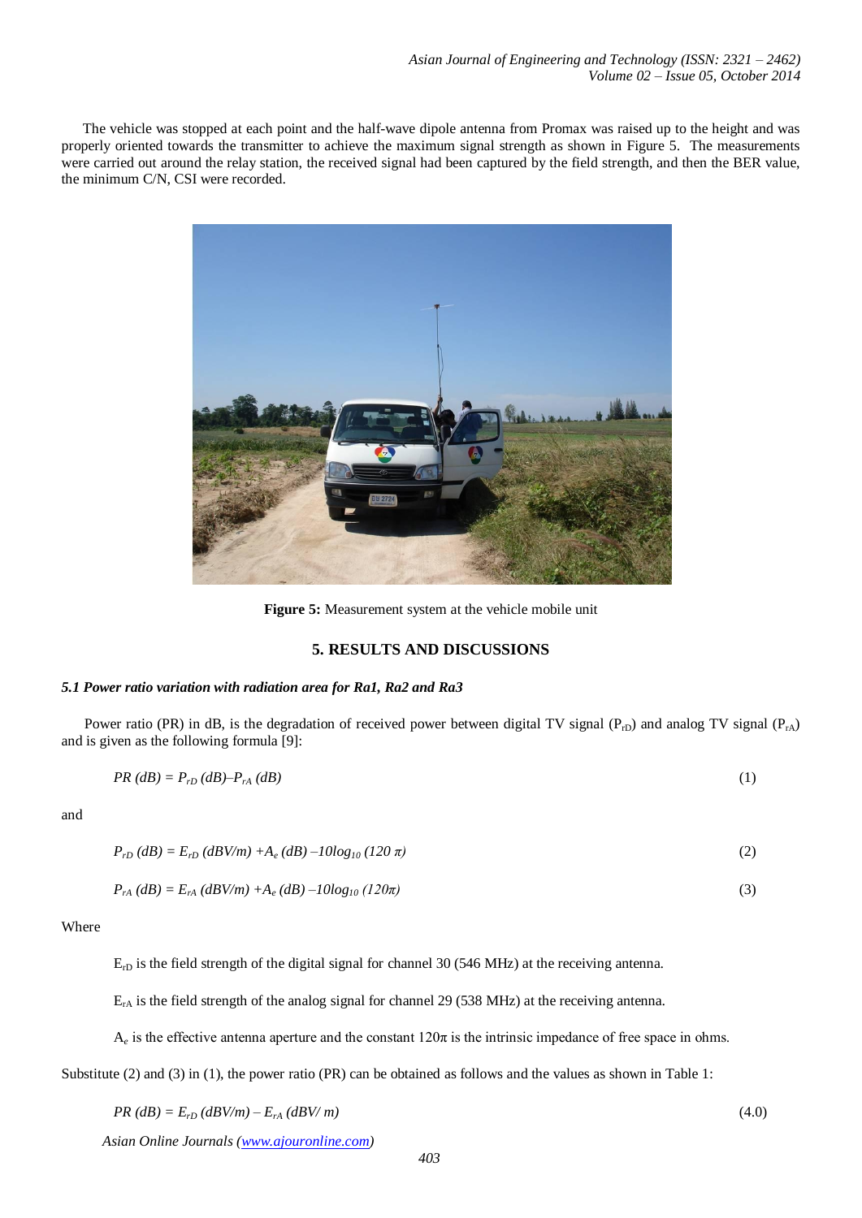The vehicle was stopped at each point and the half-wave dipole antenna from Promax was raised up to the height and was properly oriented towards the transmitter to achieve the maximum signal strength as shown in Figure 5. The measurements were carried out around the relay station, the received signal had been captured by the field strength, and then the BER value, the minimum C/N, CSI were recorded.

**Figure 5:** Measurement system at the vehicle mobile unit

## 5. RESULTS AND DISCUSSIONS

### *5.1 Power ratio variation with radiation area for Ra1, Ra2 and Ra3*

Power ratio (PR) in dB, is the degradation of received power between digital TV signal ($P_{rD}$) and analog TV signal ($P_{rA}$) and is given as the following formula [9]:

$$PR\ (dB) = P_{rD}\ (dB) - P_{rA}\ (dB) \tag{1}$$

and

$$P_{rD}\ (dB) = E_{rD}\ (dBV/m) + A_e\ (dB) - 10\log_{10}(120\ \pi) \tag{2}$$

$$P_{rA}\ (dB) = E_{rA}\ (dBV/m) + A_e\ (dB) - 10\log_{10}(120\pi) \tag{3}$$

Where

$E_{rD}$ is the field strength of the digital signal for channel 30 (546 MHz) at the receiving antenna.

$E_{rA}$ is the field strength of the analog signal for channel 29 (538 MHz) at the receiving antenna.

$A_e$ is the effective antenna aperture and the constant $120\pi$ is the intrinsic impedance of free space in ohms.

Substitute (2) and (3) in (1), the power ratio (PR) can be obtained as follows and the values as shown in Table 1:

$$PR\ (dB) = E_{rD}\ (dBV/m) - E_{rA}\ (dBV/\ m) \tag{4.0}$$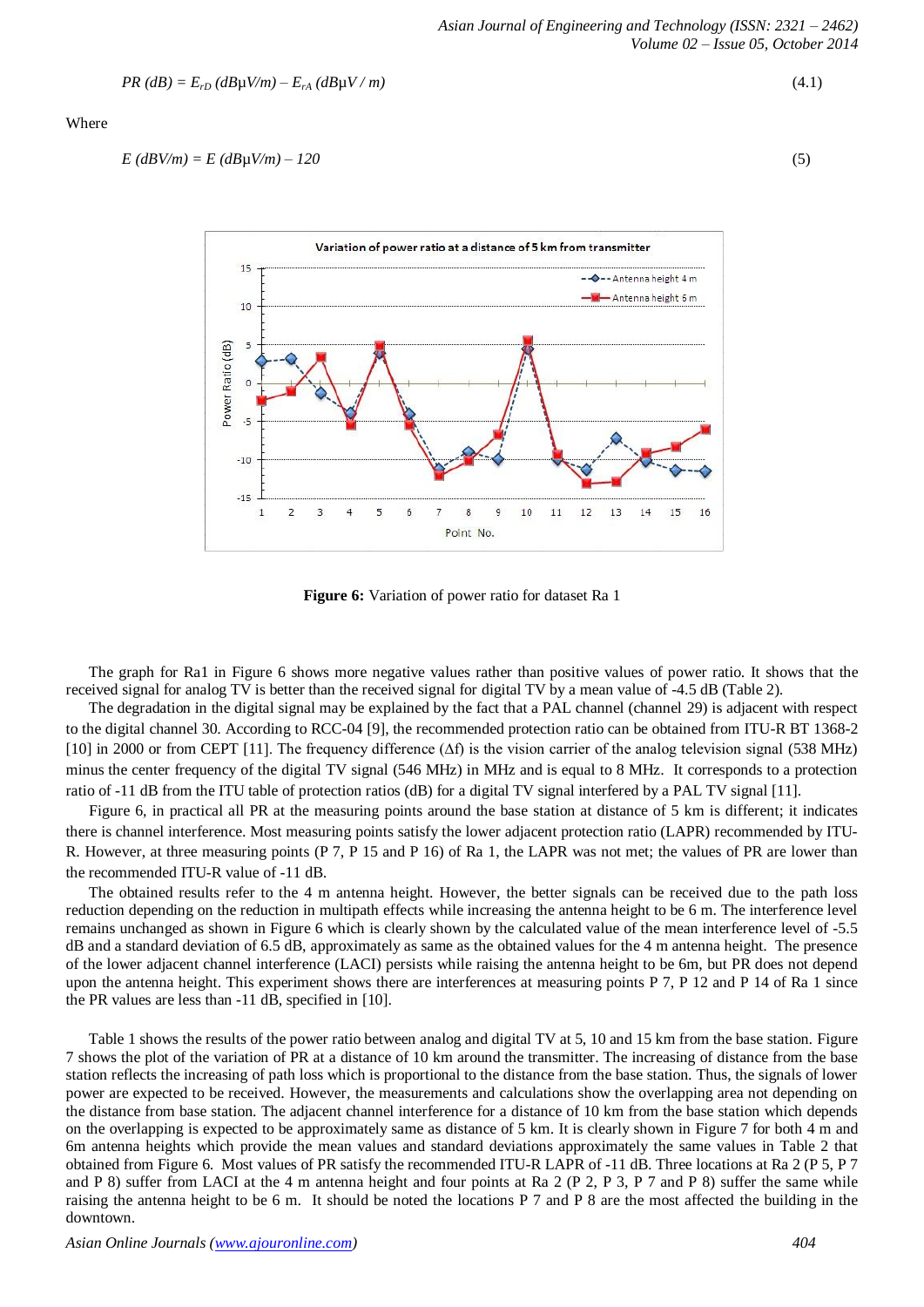$$PR\ (dB) = E_{rD}\ (dB\mu V/m) - E_{rA}\ (dB\mu V/m) \tag{4.1}$$

Where

$$E\ (dBV/m) = E\ (dB\mu V/m) - 120 \tag{5}$$

**Figure 6:** Variation of power ratio for dataset Ra 1

The graph for Ra1 in Figure 6 shows more negative values rather than positive values of power ratio. It shows that the received signal for analog TV is better than the received signal for digital TV by a mean value of -4.5 dB (Table 2).

The degradation in the digital signal may be explained by the fact that a PAL channel (channel 29) is adjacent with respect to the digital channel 30. According to RCC-04 [9], the recommended protection ratio can be obtained from ITU-R BT 1368-2 [10] in 2000 or from CEPT [11]. The frequency difference ($\Delta f$) is the vision carrier of the analog television signal (538 MHz) minus the center frequency of the digital TV signal (546 MHz) in MHz and is equal to 8 MHz. It corresponds to a protection ratio of -11 dB from the ITU table of protection ratios (dB) for a digital TV signal interfered by a PAL TV signal [11].

Figure 6, in practical all PR at the measuring points around the base station at distance of 5 km is different; it indicates there is channel interference. Most measuring points satisfy the lower adjacent protection ratio (LAPR) recommended by ITU-R. However, at three measuring points (P 7, P 15 and P 16) of Ra 1, the LAPR was not met; the values of PR are lower than the recommended ITU-R value of -11 dB.

The obtained results refer to the 4 m antenna height. However, the better signals can be received due to the path loss reduction depending on the reduction in multipath effects while increasing the antenna height to be 6 m. The interference level remains unchanged as shown in Figure 6 which is clearly shown by the calculated value of the mean interference level of -5.5 dB and a standard deviation of 6.5 dB, approximately as same as the obtained values for the 4 m antenna height. The presence of the lower adjacent channel interference (LACI) persists while raising the antenna height to be 6m, but PR does not depend upon the antenna height. This experiment shows there are interferences at measuring points P 7, P 12 and P 14 of Ra 1 since the PR values are less than -11 dB, specified in [10].

Table 1 shows the results of the power ratio between analog and digital TV at 5, 10 and 15 km from the base station. Figure 7 shows the plot of the variation of PR at a distance of 10 km around the transmitter. The increasing of distance from the base station reflects the increasing of path loss which is proportional to the distance from the base station. Thus, the signals of lower power are expected to be received. However, the measurements and calculations show the overlapping area not depending on the distance from base station. The adjacent channel interference for a distance of 10 km from the base station which depends on the overlapping is expected to be approximately same as distance of 5 km. It is clearly shown in Figure 7 for both 4 m and 6m antenna heights which provide the mean values and standard deviations approximately the same values in Table 2 that obtained from Figure 6. Most values of PR satisfy the recommended ITU-R LAPR of -11 dB. Three locations at Ra 2 (P 5, P 7 and P 8) suffer from LACI at the 4 m antenna height and four points at Ra 2 (P 2, P 3, P 7 and P 8) suffer the same while raising the antenna height to be 6 m. It should be noted the locations P 7 and P 8 are the most affected the building in the downtown.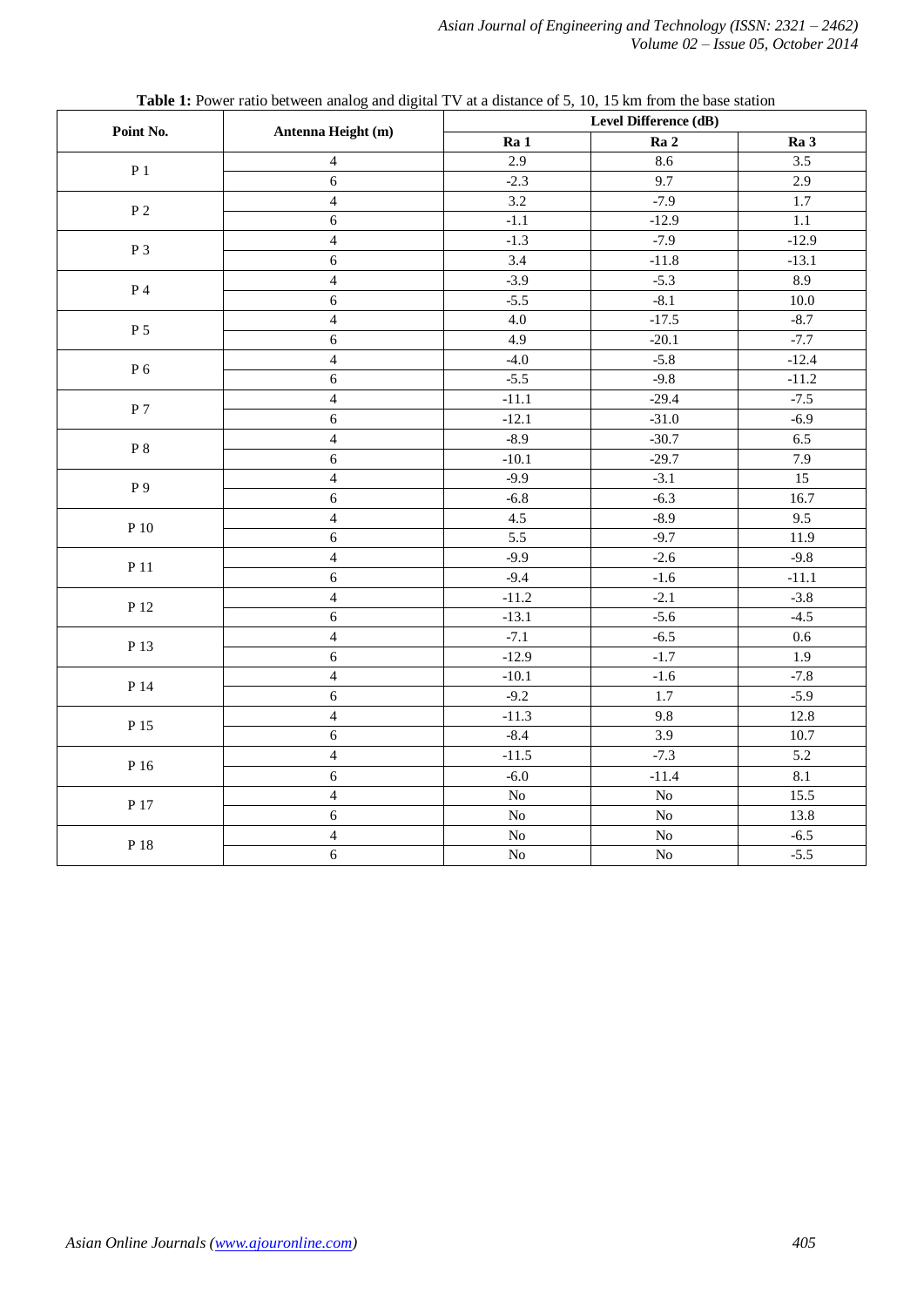**Table 1:** Power ratio between analog and digital TV at a distance of 5, 10, 15 km from the base station

| Point No. | Antenna Height (m) | Level Difference (dB) | | |
|---|---|---|---|---|
| | | Ra 1 | Ra 2 | Ra 3 |
| P 1 | 4 | 2.9 | 8.6 | 3.5 |
| | 6 | -2.3 | 9.7 | 2.9 |
| P 2 | 4 | 3.2 | -7.9 | 1.7 |
| | 6 | -1.1 | -12.9 | 1.1 |
| P 3 | 4 | -1.3 | -7.9 | -12.9 |
| | 6 | 3.4 | -11.8 | -13.1 |
| P 4 | 4 | -3.9 | -5.3 | 8.9 |
| | 6 | -5.5 | -8.1 | 10.0 |
| P 5 | 4 | 4.0 | -17.5 | -8.7 |
| | 6 | 4.9 | -20.1 | -7.7 |
| P 6 | 4 | -4.0 | -5.8 | -12.4 |
| | 6 | -5.5 | -9.8 | -11.2 |
| P 7 | 4 | -11.1 | -29.4 | -7.5 |
| | 6 | -12.1 | -31.0 | -6.9 |
| P 8 | 4 | -8.9 | -30.7 | 6.5 |
| | 6 | -10.1 | -29.7 | 7.9 |
| P 9 | 4 | -9.9 | -3.1 | 15 |
| | 6 | -6.8 | -6.3 | 16.7 |
| P 10 | 4 | 4.5 | -8.9 | 9.5 |
| | 6 | 5.5 | -9.7 | 11.9 |
| P 11 | 4 | -9.9 | -2.6 | -9.8 |
| | 6 | -9.4 | -1.6 | -11.1 |
| P 12 | 4 | -11.2 | -2.1 | -3.8 |
| | 6 | -13.1 | -5.6 | -4.5 |
| P 13 | 4 | -7.1 | -6.5 | 0.6 |
| | 6 | -12.9 | -1.7 | 1.9 |
| P 14 | 4 | -10.1 | -1.6 | -7.8 |
| | 6 | -9.2 | 1.7 | -5.9 |
| P 15 | 4 | -11.3 | 9.8 | 12.8 |
| | 6 | -8.4 | 3.9 | 10.7 |
| P 16 | 4 | -11.5 | -7.3 | 5.2 |
| | 6 | -6.0 | -11.4 | 8.1 |
| P 17 | 4 | No | No | 15.5 |
| | 6 | No | No | 13.8 |
| P 18 | 4 | No | No | -6.5 |
| | 6 | No | No | -5.5 |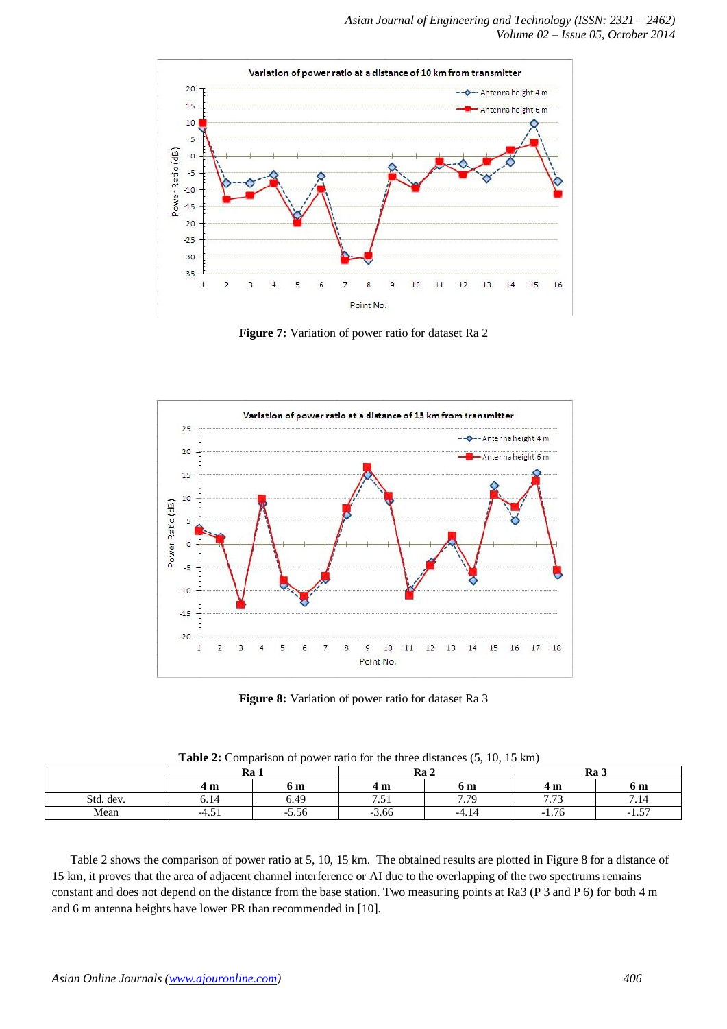**Figure 7:** Variation of power ratio for dataset Ra 2

**Figure 8:** Variation of power ratio for dataset Ra 3

**Table 2:** Comparison of power ratio for the three distances (5, 10, 15 km)

| | Ra 1 | | Ra 2 | | Ra 3 | |
|---|---|---|---|---|---|---|
| | **4 m** | **6 m** | **4 m** | **6 m** | **4 m** | **6 m** |
| Std. dev. | 6.14 | 6.49 | 7.51 | 7.79 | 7.73 | 7.14 |
| Mean | -4.51 | -5.56 | -3.66 | -4.14 | -1.76 | -1.57 |

Table 2 shows the comparison of power ratio at 5, 10, 15 km. The obtained results are plotted in Figure 8 for a distance of 15 km, it proves that the area of adjacent channel interference or AI due to the overlapping of the two spectrums remains constant and does not depend on the distance from the base station. Two measuring points at Ra3 (P 3 and P 6) for both 4 m and 6 m antenna heights have lower PR than recommended in [10].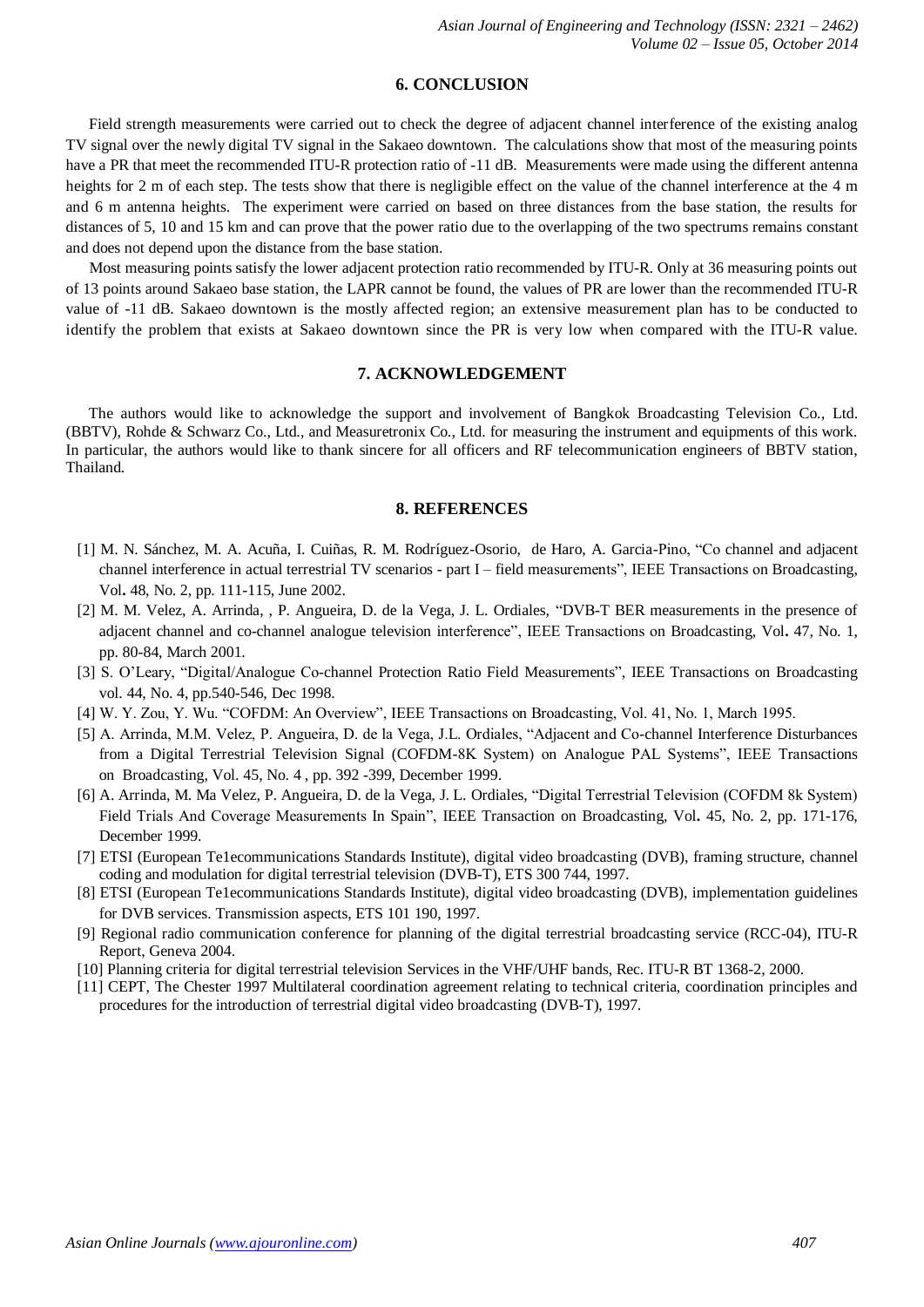## 6. CONCLUSION

Field strength measurements were carried out to check the degree of adjacent channel interference of the existing analog TV signal over the newly digital TV signal in the Sakaeo downtown. The calculations show that most of the measuring points have a PR that meet the recommended ITU-R protection ratio of -11 dB. Measurements were made using the different antenna heights for 2 m of each step. The tests show that there is negligible effect on the value of the channel interference at the 4 m and 6 m antenna heights. The experiment were carried on based on three distances from the base station, the results for distances of 5, 10 and 15 km and can prove that the power ratio due to the overlapping of the two spectrums remains constant and does not depend upon the distance from the base station.

Most measuring points satisfy the lower adjacent protection ratio recommended by ITU-R. Only at 36 measuring points out of 13 points around Sakaeo base station, the LAPR cannot be found, the values of PR are lower than the recommended ITU-R value of -11 dB. Sakaeo downtown is the mostly affected region; an extensive measurement plan has to be conducted to identify the problem that exists at Sakaeo downtown since the PR is very low when compared with the ITU-R value.

## 7. ACKNOWLEDGEMENT

The authors would like to acknowledge the support and involvement of Bangkok Broadcasting Television Co., Ltd. (BBTV), Rohde & Schwarz Co., Ltd., and Measuretronix Co., Ltd. for measuring the instrument and equipments of this work. In particular, the authors would like to thank sincere for all officers and RF telecommunication engineers of BBTV station, Thailand.

## 8. REFERENCES

[1] M. N. Sánchez, M. A. Acuña, I. Cuiñas, R. M. Rodríguez-Osorio, de Haro, A. Garcia-Pino, "Co channel and adjacent channel interference in actual terrestrial TV scenarios - part I – field measurements", IEEE Transactions on Broadcasting, Vol**.** 48, No. 2, pp. 111-115, June 2002.

[2] M. M. Velez, A. Arrinda, , P. Angueira, D. de la Vega, J. L. Ordiales, "DVB-T BER measurements in the presence of adjacent channel and co-channel analogue television interference", IEEE Transactions on Broadcasting, Vol**.** 47, No. 1, pp. 80-84, March 2001.

[3] S. O'Leary, "Digital/Analogue Co-channel Protection Ratio Field Measurements", IEEE Transactions on Broadcasting vol. 44, No. 4, pp.540-546, Dec 1998.

[4] W. Y. Zou, Y. Wu. "COFDM: An Overview", IEEE Transactions on Broadcasting, Vol. 41, No. 1, March 1995.

[5] A. Arrinda, M.M. Velez, P. Angueira, D. de la Vega, J.L. Ordiales, "Adjacent and Co-channel Interference Disturbances from a Digital Terrestrial Television Signal (COFDM-8K System) on Analogue PAL Systems", IEEE Transactions on Broadcasting, Vol. 45, No. 4 , pp. 392 -399, December 1999.

[6] A. Arrinda, M. Ma Velez, P. Angueira, D. de la Vega, J. L. Ordiales, "Digital Terrestrial Television (COFDM 8k System) Field Trials And Coverage Measurements In Spain", IEEE Transaction on Broadcasting, Vol**.** 45, No. 2, pp. 171-176, December 1999.

[7] ETSI (European Te1ecommunications Standards Institute), digital video broadcasting (DVB), framing structure, channel coding and modulation for digital terrestrial television (DVB-T), ETS 300 744, 1997.

[8] ETSI (European Te1ecommunications Standards Institute), digital video broadcasting (DVB), implementation guidelines for DVB services. Transmission aspects, ETS 101 190, 1997.

[9] Regional radio communication conference for planning of the digital terrestrial broadcasting service (RCC-04), ITU-R Report, Geneva 2004.

[10] Planning criteria for digital terrestrial television Services in the VHF/UHF bands, Rec. ITU-R BT 1368-2, 2000.

[11] CEPT, The Chester 1997 Multilateral coordination agreement relating to technical criteria, coordination principles and procedures for the introduction of terrestrial digital video broadcasting (DVB-T), 1997.